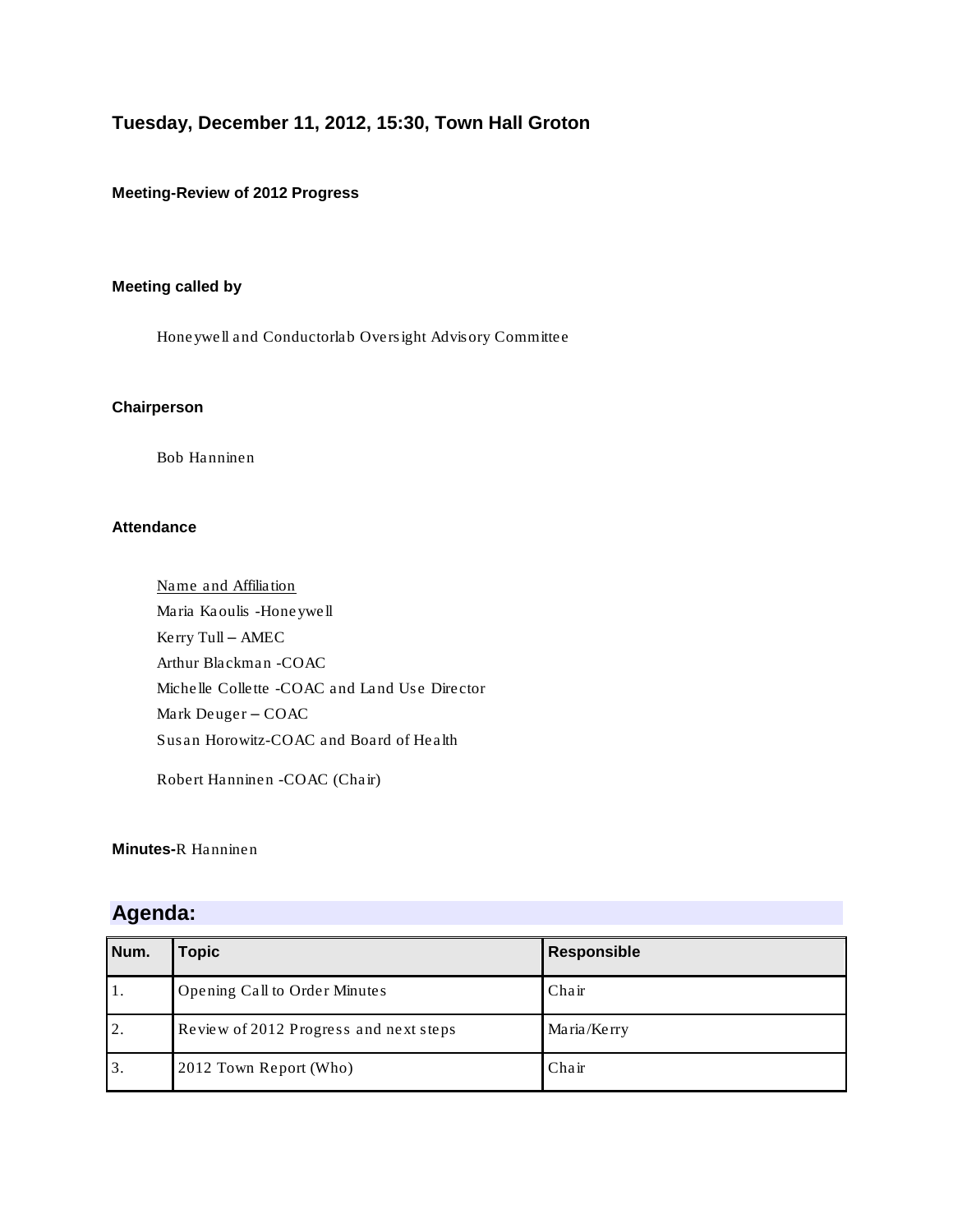### Tuesday, December 11, 2012, 15:30, Town Hall Groton

**Meeting-Review of 2012 Progress**

**Meeting called by**

Honeywell and Conductorlab Oversight Advisory Committee

**Chairperson**

Bob Hanninen

**Attendance**

Name and Affiliation
Maria Kaoulis -Honeywell
Kerry Tull – AMEC
Arthur Blackman -COAC
Michelle Collette -COAC and Land Use Director
Mark Deuger – COAC
Susan Horowitz-COAC and Board of Health

Robert Hanninen -COAC (Chair)

**Minutes-**R Hanninen

## Agenda:

| Num. | Topic | Responsible |
|---|---|---|
| 1. | Opening Call to Order Minutes | Chair |
| 2. | Review of 2012 Progress and next steps | Maria/Kerry |
| 3. | 2012 Town Report (Who) | Chair |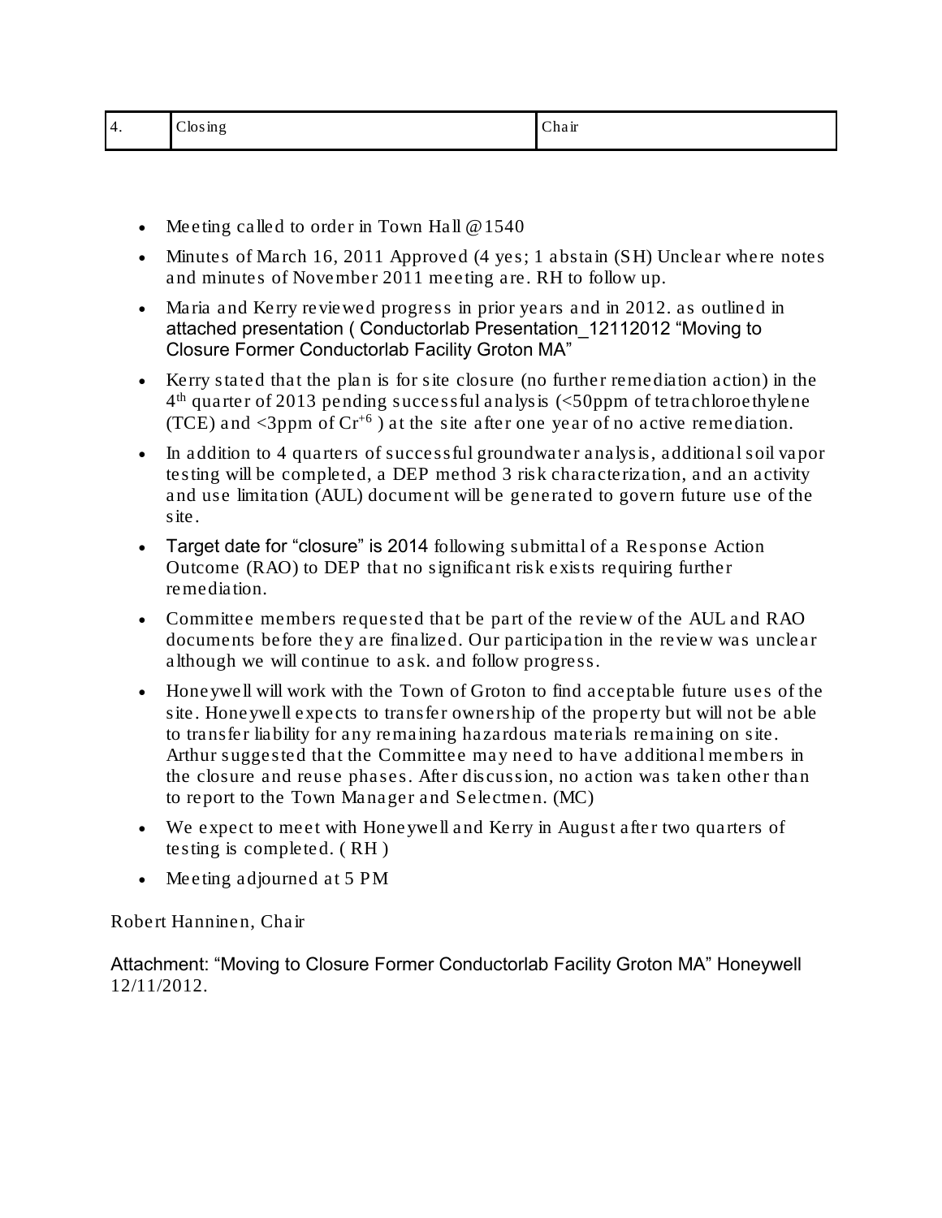| | | |
|---|---|---|
| 4. | Closing | Chair |

- Meeting called to order in Town Hall @1540
- Minutes of March 16, 2011 Approved (4 yes; 1 abstain (SH) Unclear where notes and minutes of November 2011 meeting are. RH to follow up.
- Maria and Kerry reviewed progress in prior years and in 2012. as outlined in attached presentation ( Conductorlab Presentation_12112012 "Moving to Closure Former Conductorlab Facility Groton MA"
- Kerry stated that the plan is for site closure (no further remediation action) in the 4th quarter of 2013 pending successful analysis (<50ppm of tetrachloroethylene (TCE) and <3ppm of $Cr^{+6}$ ) at the site after one year of no active remediation.
- In addition to 4 quarters of successful groundwater analysis, additional soil vapor testing will be completed, a DEP method 3 risk characterization, and an activity and use limitation (AUL) document will be generated to govern future use of the site.
- Target date for "closure" is 2014 following submittal of a Response Action Outcome (RAO) to DEP that no significant risk exists requiring further remediation.
- Committee members requested that be part of the review of the AUL and RAO documents before they are finalized. Our participation in the review was unclear although we will continue to ask. and follow progress.
- Honeywell will work with the Town of Groton to find acceptable future uses of the site. Honeywell expects to transfer ownership of the property but will not be able to transfer liability for any remaining hazardous materials remaining on site. Arthur suggested that the Committee may need to have additional members in the closure and reuse phases. After discussion, no action was taken other than to report to the Town Manager and Selectmen. (MC)
- We expect to meet with Honeywell and Kerry in August after two quarters of testing is completed. ( RH )
- Meeting adjourned at 5 PM

Robert Hanninen, Chair

Attachment: "Moving to Closure Former Conductorlab Facility Groton MA" Honeywell 12/11/2012.